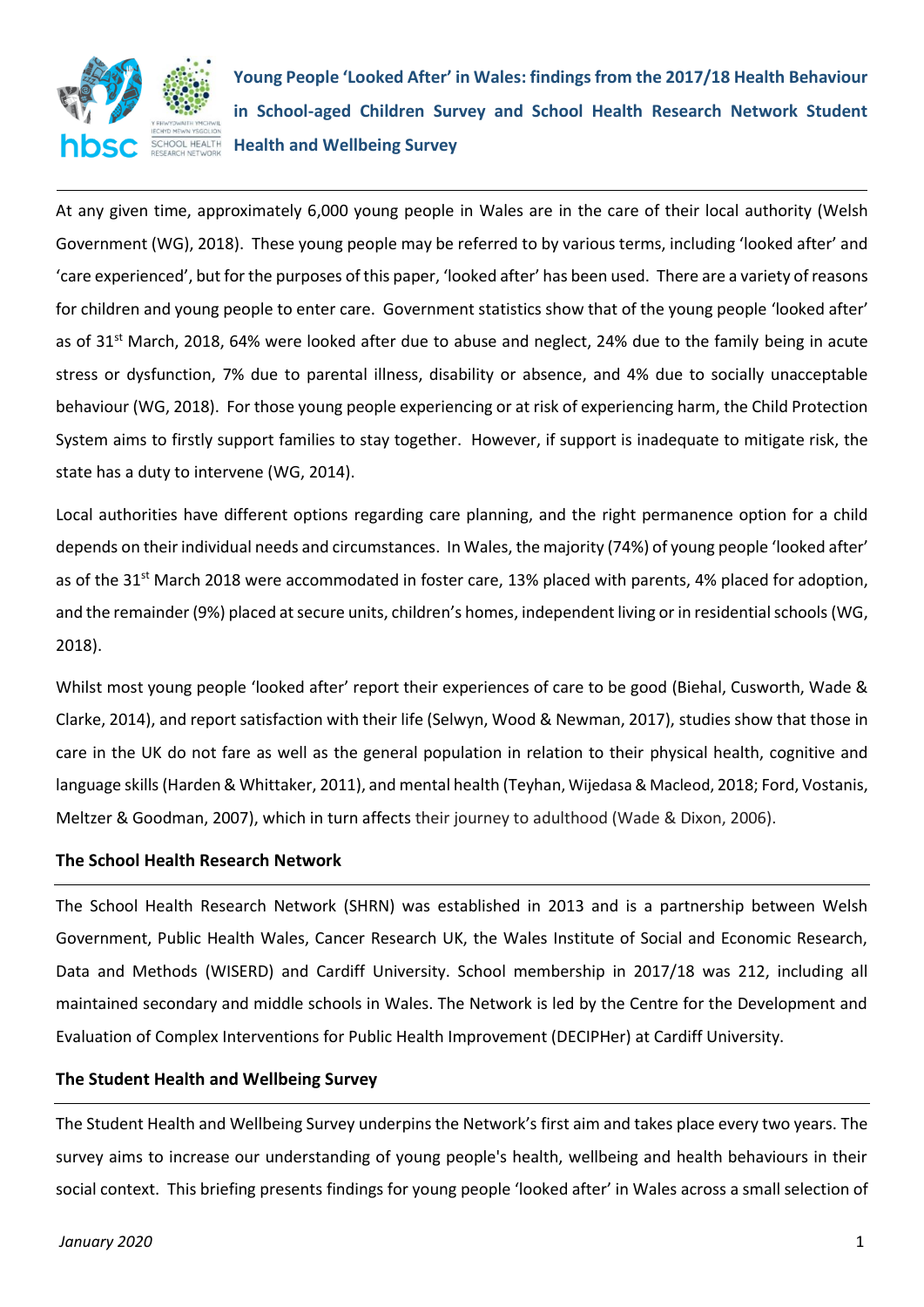# Young People 'Looked After' in Wales: findings from the 2017/18 Health Behaviour in School-aged Children Survey and School Health Research Network Student Health and Wellbeing Survey

At any given time, approximately 6,000 young people in Wales are in the care of their local authority (Welsh Government (WG), 2018). These young people may be referred to by various terms, including 'looked after' and 'care experienced', but for the purposes of this paper, 'looked after' has been used. There are a variety of reasons for children and young people to enter care. Government statistics show that of the young people 'looked after' as of 31st March, 2018, 64% were looked after due to abuse and neglect, 24% due to the family being in acute stress or dysfunction, 7% due to parental illness, disability or absence, and 4% due to socially unacceptable behaviour (WG, 2018). For those young people experiencing or at risk of experiencing harm, the Child Protection System aims to firstly support families to stay together. However, if support is inadequate to mitigate risk, the state has a duty to intervene (WG, 2014).

Local authorities have different options regarding care planning, and the right permanence option for a child depends on their individual needs and circumstances. In Wales, the majority (74%) of young people 'looked after' as of the 31st March 2018 were accommodated in foster care, 13% placed with parents, 4% placed for adoption, and the remainder (9%) placed at secure units, children's homes, independent living or in residential schools (WG, 2018).

Whilst most young people 'looked after' report their experiences of care to be good (Biehal, Cusworth, Wade & Clarke, 2014), and report satisfaction with their life (Selwyn, Wood & Newman, 2017), studies show that those in care in the UK do not fare as well as the general population in relation to their physical health, cognitive and language skills (Harden & Whittaker, 2011), and mental health (Teyhan, Wijedasa & Macleod, 2018; Ford, Vostanis, Meltzer & Goodman, 2007), which in turn affects their journey to adulthood (Wade & Dixon, 2006).

## The School Health Research Network

The School Health Research Network (SHRN) was established in 2013 and is a partnership between Welsh Government, Public Health Wales, Cancer Research UK, the Wales Institute of Social and Economic Research, Data and Methods (WISERD) and Cardiff University. School membership in 2017/18 was 212, including all maintained secondary and middle schools in Wales. The Network is led by the Centre for the Development and Evaluation of Complex Interventions for Public Health Improvement (DECIPHer) at Cardiff University.

## The Student Health and Wellbeing Survey

The Student Health and Wellbeing Survey underpins the Network's first aim and takes place every two years. The survey aims to increase our understanding of young people's health, wellbeing and health behaviours in their social context. This briefing presents findings for young people 'looked after' in Wales across a small selection of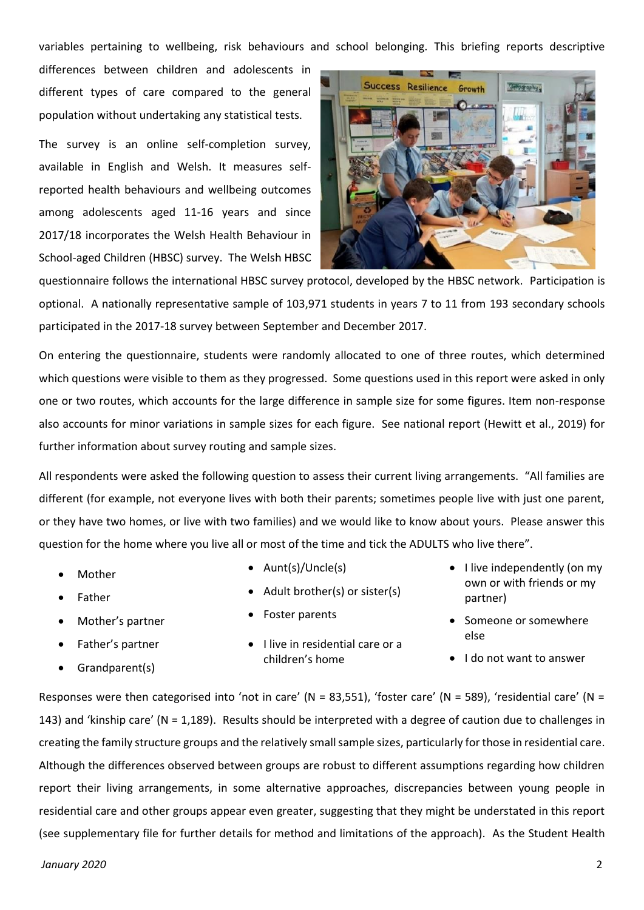variables pertaining to wellbeing, risk behaviours and school belonging. This briefing reports descriptive differences between children and adolescents in different types of care compared to the general population without undertaking any statistical tests.

The survey is an online self-completion survey, available in English and Welsh. It measures self-reported health behaviours and wellbeing outcomes among adolescents aged 11-16 years and since 2017/18 incorporates the Welsh Health Behaviour in School-aged Children (HBSC) survey. The Welsh HBSC questionnaire follows the international HBSC survey protocol, developed by the HBSC network. Participation is optional. A nationally representative sample of 103,971 students in years 7 to 11 from 193 secondary schools participated in the 2017-18 survey between September and December 2017.

On entering the questionnaire, students were randomly allocated to one of three routes, which determined which questions were visible to them as they progressed. Some questions used in this report were asked in only one or two routes, which accounts for the large difference in sample size for some figures. Item non-response also accounts for minor variations in sample sizes for each figure. See national report (Hewitt et al., 2019) for further information about survey routing and sample sizes.

All respondents were asked the following question to assess their current living arrangements. "All families are different (for example, not everyone lives with both their parents; sometimes people live with just one parent, or they have two homes, or live with two families) and we would like to know about yours. Please answer this question for the home where you live all or most of the time and tick the ADULTS who live there".

- Mother
- Father
- Mother's partner
- Father's partner
- Grandparent(s)
- Aunt(s)/Uncle(s)
- Adult brother(s) or sister(s)
- Foster parents
- I live in residential care or a children's home
- I live independently (on my own or with friends or my partner)
- Someone or somewhere else
- I do not want to answer

Responses were then categorised into 'not in care' (N = 83,551), 'foster care' (N = 589), 'residential care' (N = 143) and 'kinship care' (N = 1,189). Results should be interpreted with a degree of caution due to challenges in creating the family structure groups and the relatively small sample sizes, particularly for those in residential care. Although the differences observed between groups are robust to different assumptions regarding how children report their living arrangements, in some alternative approaches, discrepancies between young people in residential care and other groups appear even greater, suggesting that they might be understated in this report (see supplementary file for further details for method and limitations of the approach). As the Student Health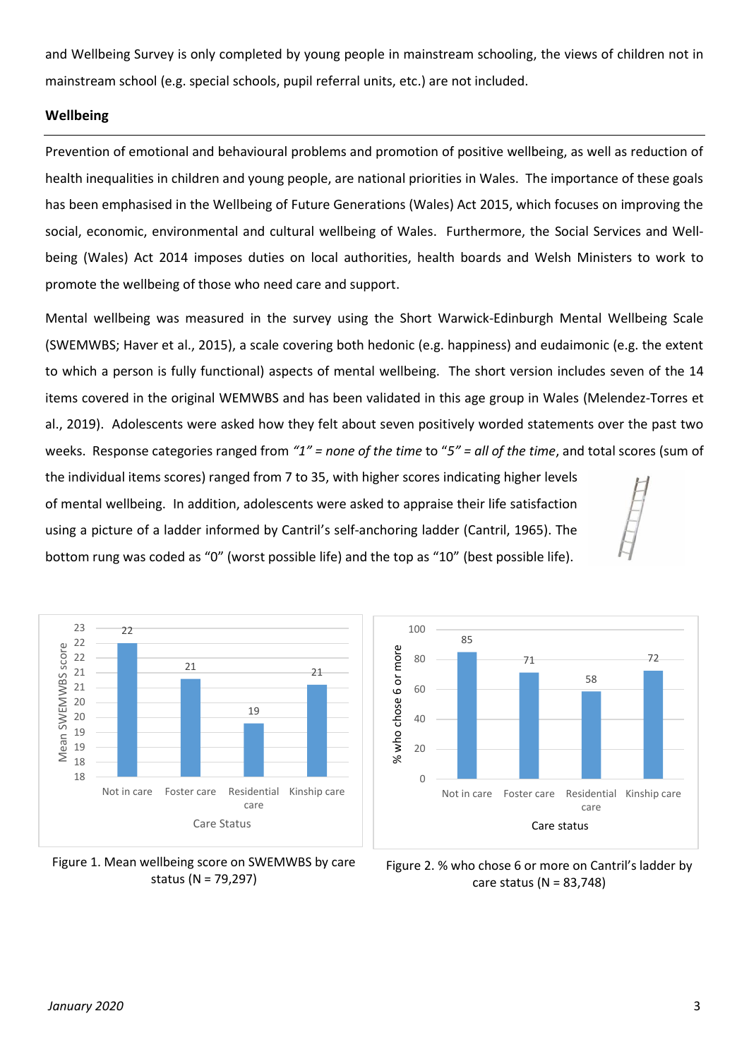and Wellbeing Survey is only completed by young people in mainstream schooling, the views of children not in mainstream school (e.g. special schools, pupil referral units, etc.) are not included.

## Wellbeing

Prevention of emotional and behavioural problems and promotion of positive wellbeing, as well as reduction of health inequalities in children and young people, are national priorities in Wales. The importance of these goals has been emphasised in the Wellbeing of Future Generations (Wales) Act 2015, which focuses on improving the social, economic, environmental and cultural wellbeing of Wales. Furthermore, the Social Services and Well-being (Wales) Act 2014 imposes duties on local authorities, health boards and Welsh Ministers to work to promote the wellbeing of those who need care and support.

Mental wellbeing was measured in the survey using the Short Warwick-Edinburgh Mental Wellbeing Scale (SWEMWBS; Haver et al., 2015), a scale covering both hedonic (e.g. happiness) and eudaimonic (e.g. the extent to which a person is fully functional) aspects of mental wellbeing. The short version includes seven of the 14 items covered in the original WEMWBS and has been validated in this age group in Wales (Melendez-Torres et al., 2019). Adolescents were asked how they felt about seven positively worded statements over the past two weeks. Response categories ranged from *"1" = none of the time* to *"5" = all of the time*, and total scores (sum of the individual items scores) ranged from 7 to 35, with higher scores indicating higher levels of mental wellbeing. In addition, adolescents were asked to appraise their life satisfaction using a picture of a ladder informed by Cantril's self-anchoring ladder (Cantril, 1965). The bottom rung was coded as "0" (worst possible life) and the top as "10" (best possible life).

| Care Status | Mean SWEMWBS score |
|---|---|
| Not in care | 22 |
| Foster care | 21 |
| Residential care | 19 |
| Kinship care | 21 |

Figure 1. Mean wellbeing score on SWEMWBS by care status (N = 79,297)

| Care status | % who chose 6 or more |
|---|---|
| Not in care | 85 |
| Foster care | 71 |
| Residential care | 58 |
| Kinship care | 72 |

Figure 2. % who chose 6 or more on Cantril's ladder by care status (N = 83,748)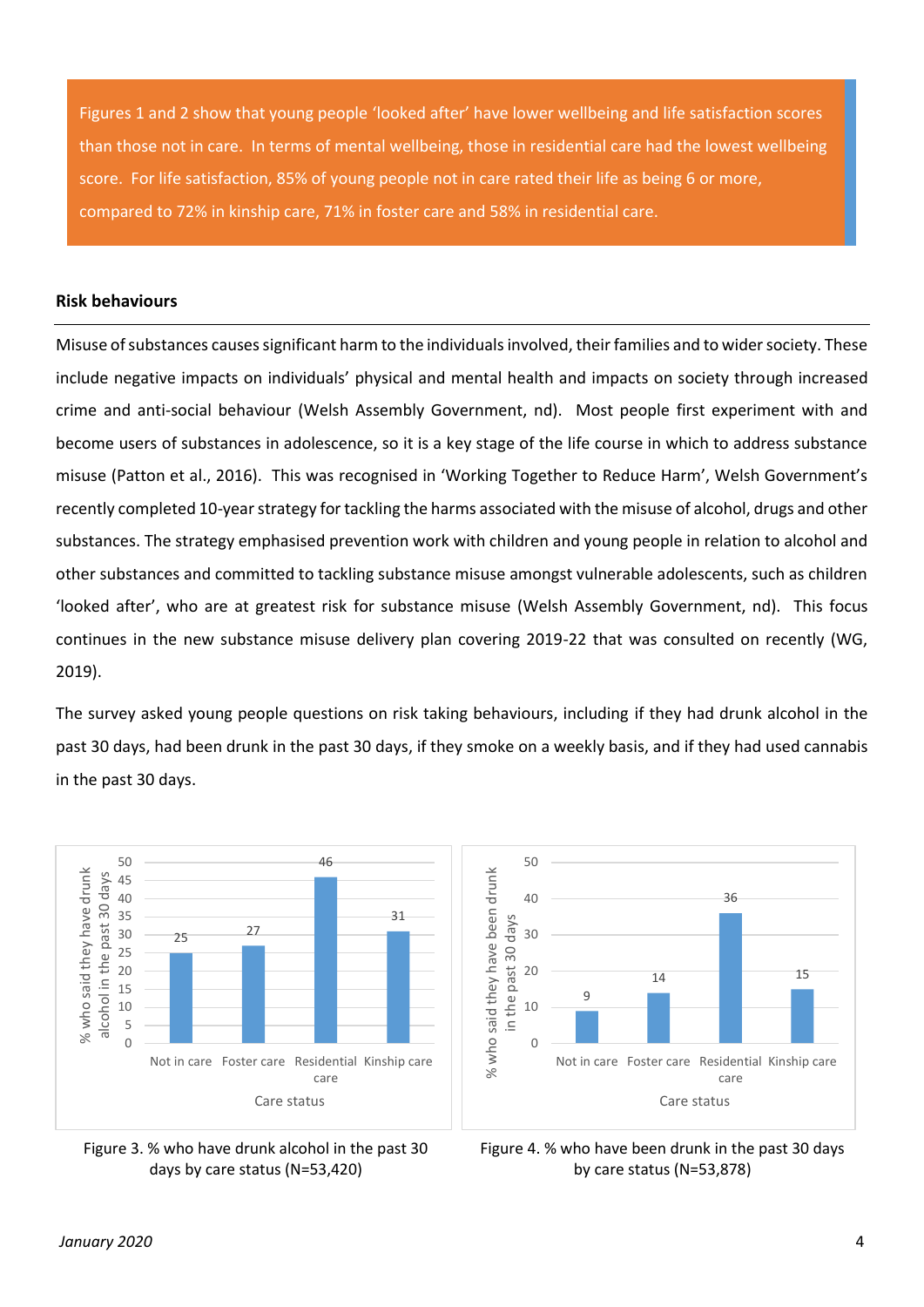Figures 1 and 2 show that young people 'looked after' have lower wellbeing and life satisfaction scores than those not in care. In terms of mental wellbeing, those in residential care had the lowest wellbeing score. For life satisfaction, 85% of young people not in care rated their life as being 6 or more, compared to 72% in kinship care, 71% in foster care and 58% in residential care.

**Risk behaviours**

Misuse of substances causes significant harm to the individuals involved, their families and to wider society. These include negative impacts on individuals' physical and mental health and impacts on society through increased crime and anti-social behaviour (Welsh Assembly Government, nd). Most people first experiment with and become users of substances in adolescence, so it is a key stage of the life course in which to address substance misuse (Patton et al., 2016). This was recognised in 'Working Together to Reduce Harm', Welsh Government's recently completed 10-year strategy for tackling the harms associated with the misuse of alcohol, drugs and other substances. The strategy emphasised prevention work with children and young people in relation to alcohol and other substances and committed to tackling substance misuse amongst vulnerable adolescents, such as children 'looked after', who are at greatest risk for substance misuse (Welsh Assembly Government, nd). This focus continues in the new substance misuse delivery plan covering 2019-22 that was consulted on recently (WG, 2019).

The survey asked young people questions on risk taking behaviours, including if they had drunk alcohol in the past 30 days, had been drunk in the past 30 days, if they smoke on a weekly basis, and if they had used cannabis in the past 30 days.

| Care status | % who said they have drunk alcohol in the past 30 days |
|---|---|
| Not in care | 25 |
| Foster care | 27 |
| Residential care | 46 |
| Kinship care | 31 |

Figure 3. % who have drunk alcohol in the past 30 days by care status (N=53,420)

| Care status | % who said they have been drunk in the past 30 days |
|---|---|
| Not in care | 9 |
| Foster care | 14 |
| Residential care | 36 |
| Kinship care | 15 |

Figure 4. % who have been drunk in the past 30 days by care status (N=53,878)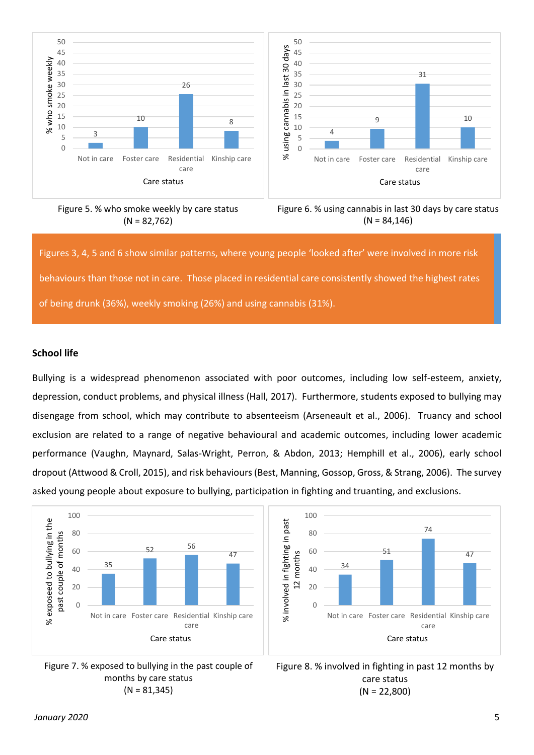Figure 5. % who smoke weekly by care status
(N = 82,762)

Figure 6. % using cannabis in last 30 days by care status
(N = 84,146)

Figures 3, 4, 5 and 6 show similar patterns, where young people ‘looked after’ were involved in more risk behaviours than those not in care. Those placed in residential care consistently showed the highest rates of being drunk (36%), weekly smoking (26%) and using cannabis (31%).

**School life**

Bullying is a widespread phenomenon associated with poor outcomes, including low self-esteem, anxiety, depression, conduct problems, and physical illness (Hall, 2017). Furthermore, students exposed to bullying may disengage from school, which may contribute to absenteeism (Arseneault et al., 2006). Truancy and school exclusion are related to a range of negative behavioural and academic outcomes, including lower academic performance (Vaughn, Maynard, Salas-Wright, Perron, & Abdon, 2013; Hemphill et al., 2006), early school dropout (Attwood & Croll, 2015), and risk behaviours (Best, Manning, Gossop, Gross, & Strang, 2006). The survey asked young people about exposure to bullying, participation in fighting and truanting, and exclusions.

Figure 7. % exposed to bullying in the past couple of months by care status
(N = 81,345)

Figure 8. % involved in fighting in past 12 months by care status
(N = 22,800)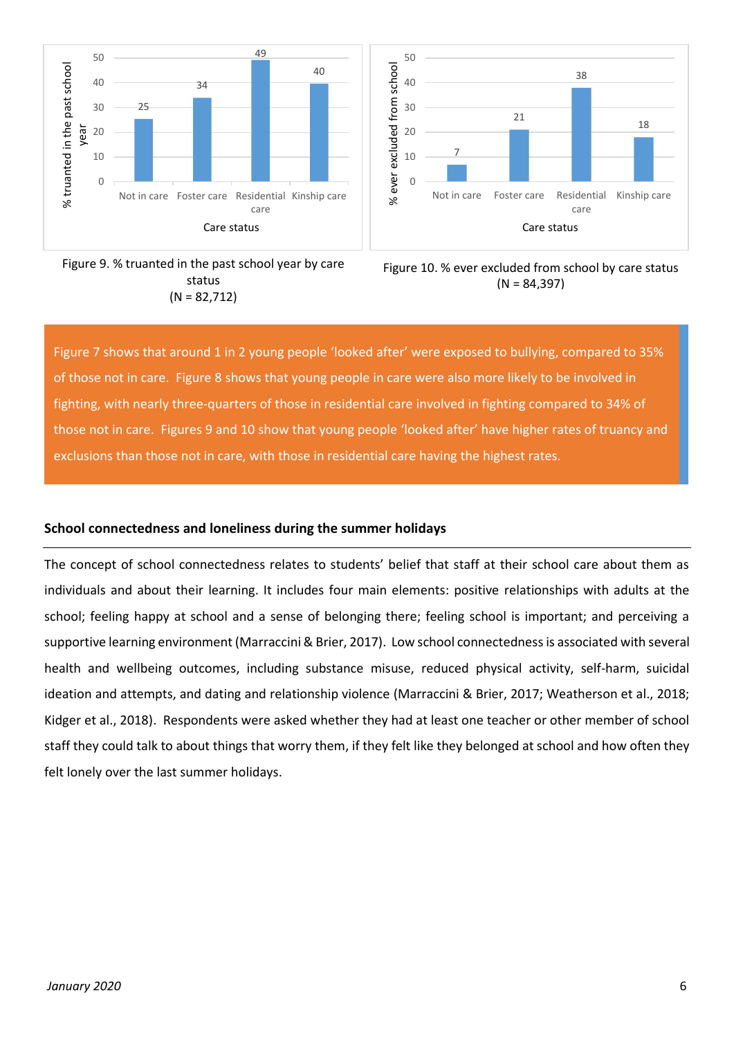| Care status | % truanted in the past school year |
|---|---|
| Not in care | 25 |
| Foster care | 34 |
| Residential care | 49 |
| Kinship care | 40 |

Figure 9. % truanted in the past school year by care status (N = 82,712)

| Care status | % ever excluded from school |
|---|---|
| Not in care | 7 |
| Foster care | 21 |
| Residential care | 38 |
| Kinship care | 18 |

Figure 10. % ever excluded from school by care status (N = 84,397)

Figure 7 shows that around 1 in 2 young people ‘looked after’ were exposed to bullying, compared to 35% of those not in care. Figure 8 shows that young people in care were also more likely to be involved in fighting, with nearly three-quarters of those in residential care involved in fighting compared to 34% of those not in care. Figures 9 and 10 show that young people ‘looked after’ have higher rates of truancy and exclusions than those not in care, with those in residential care having the highest rates.

### School connectedness and loneliness during the summer holidays

The concept of school connectedness relates to students’ belief that staff at their school care about them as individuals and about their learning. It includes four main elements: positive relationships with adults at the school; feeling happy at school and a sense of belonging there; feeling school is important; and perceiving a supportive learning environment (Marraccini & Brier, 2017). Low school connectedness is associated with several health and wellbeing outcomes, including substance misuse, reduced physical activity, self-harm, suicidal ideation and attempts, and dating and relationship violence (Marraccini & Brier, 2017; Weatherson et al., 2018; Kidger et al., 2018). Respondents were asked whether they had at least one teacher or other member of school staff they could talk to about things that worry them, if they felt like they belonged at school and how often they felt lonely over the last summer holidays.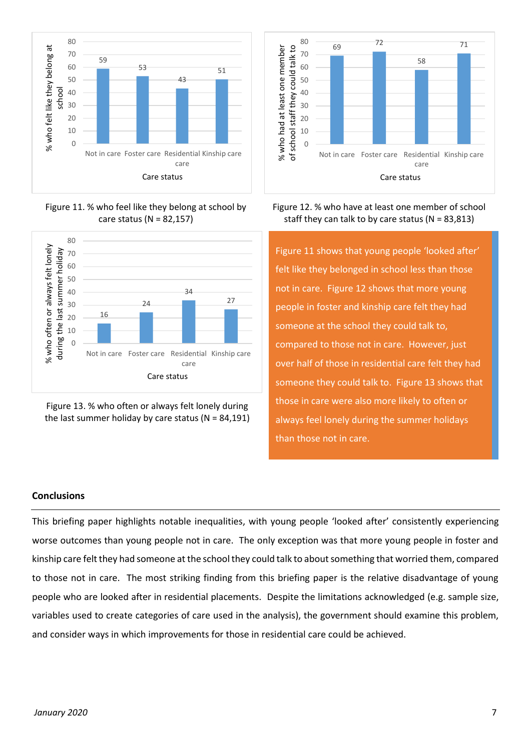Figure 11. % who feel like they belong at school by care status (N = 82,157)

Figure 12. % who have at least one member of school staff they can talk to by care status (N = 83,813)

Figure 13. % who often or always felt lonely during the last summer holiday by care status (N = 84,191)

Figure 11 shows that young people 'looked after' felt like they belonged in school less than those not in care. Figure 12 shows that more young people in foster and kinship care felt they had someone at the school they could talk to, compared to those not in care. However, just over half of those in residential care felt they had someone they could talk to. Figure 13 shows that those in care were also more likely to often or always feel lonely during the summer holidays than those not in care.

**Conclusions**

This briefing paper highlights notable inequalities, with young people 'looked after' consistently experiencing worse outcomes than young people not in care. The only exception was that more young people in foster and kinship care felt they had someone at the school they could talk to about something that worried them, compared to those not in care. The most striking finding from this briefing paper is the relative disadvantage of young people who are looked after in residential placements. Despite the limitations acknowledged (e.g. sample size, variables used to create categories of care used in the analysis), the government should examine this problem, and consider ways in which improvements for those in residential care could be achieved.

*January 2020*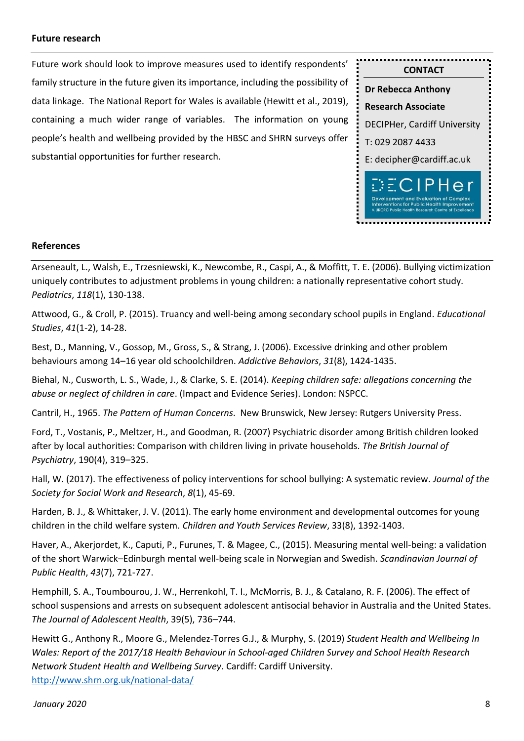## Future research

Future work should look to improve measures used to identify respondents' family structure in the future given its importance, including the possibility of data linkage. The National Report for Wales is available (Hewitt et al., 2019), containing a much wider range of variables. The information on young people's health and wellbeing provided by the HBSC and SHRN surveys offer substantial opportunities for further research.

**CONTACT**

**Dr Rebecca Anthony**

**Research Associate**

DECIPHer, Cardiff University

T: 029 2087 4433

E: decipher@cardiff.ac.uk

DECIPHer
Development and Evaluation of Complex Interventions for Public Health Improvement
A UKCRC Public Health Research Centre of Excellence

## References

Arseneault, L., Walsh, E., Trzesniewski, K., Newcombe, R., Caspi, A., & Moffitt, T. E. (2006). Bullying victimization uniquely contributes to adjustment problems in young children: a nationally representative cohort study. *Pediatrics*, *118*(1), 130-138.

Attwood, G., & Croll, P. (2015). Truancy and well-being among secondary school pupils in England. *Educational Studies*, *41*(1-2), 14-28.

Best, D., Manning, V., Gossop, M., Gross, S., & Strang, J. (2006). Excessive drinking and other problem behaviours among 14–16 year old schoolchildren. *Addictive Behaviors*, *31*(8), 1424-1435.

Biehal, N., Cusworth, L. S., Wade, J., & Clarke, S. E. (2014). *Keeping children safe: allegations concerning the abuse or neglect of children in care*. (Impact and Evidence Series). London: NSPCC.

Cantril, H., 1965. *The Pattern of Human Concerns*. New Brunswick, New Jersey: Rutgers University Press.

Ford, T., Vostanis, P., Meltzer, H., and Goodman, R. (2007) Psychiatric disorder among British children looked after by local authorities: Comparison with children living in private households. *The British Journal of Psychiatry*, 190(4), 319–325.

Hall, W. (2017). The effectiveness of policy interventions for school bullying: A systematic review. *Journal of the Society for Social Work and Research*, *8*(1), 45-69.

Harden, B. J., & Whittaker, J. V. (2011). The early home environment and developmental outcomes for young children in the child welfare system. *Children and Youth Services Review*, 33(8), 1392-1403.

Haver, A., Akerjordet, K., Caputi, P., Furunes, T. & Magee, C., (2015). Measuring mental well-being: a validation of the short Warwick–Edinburgh mental well-being scale in Norwegian and Swedish. *Scandinavian Journal of Public Health*, *43*(7), 721-727.

Hemphill, S. A., Toumbourou, J. W., Herrenkohl, T. I., McMorris, B. J., & Catalano, R. F. (2006). The effect of school suspensions and arrests on subsequent adolescent antisocial behavior in Australia and the United States. *The Journal of Adolescent Health*, 39(5), 736–744.

Hewitt G., Anthony R., Moore G., Melendez-Torres G.J., & Murphy, S. (2019) *Student Health and Wellbeing In Wales: Report of the 2017/18 Health Behaviour in School-aged Children Survey and School Health Research Network Student Health and Wellbeing Survey*. Cardiff: Cardiff University. http://www.shrn.org.uk/national-data/

*January 2020*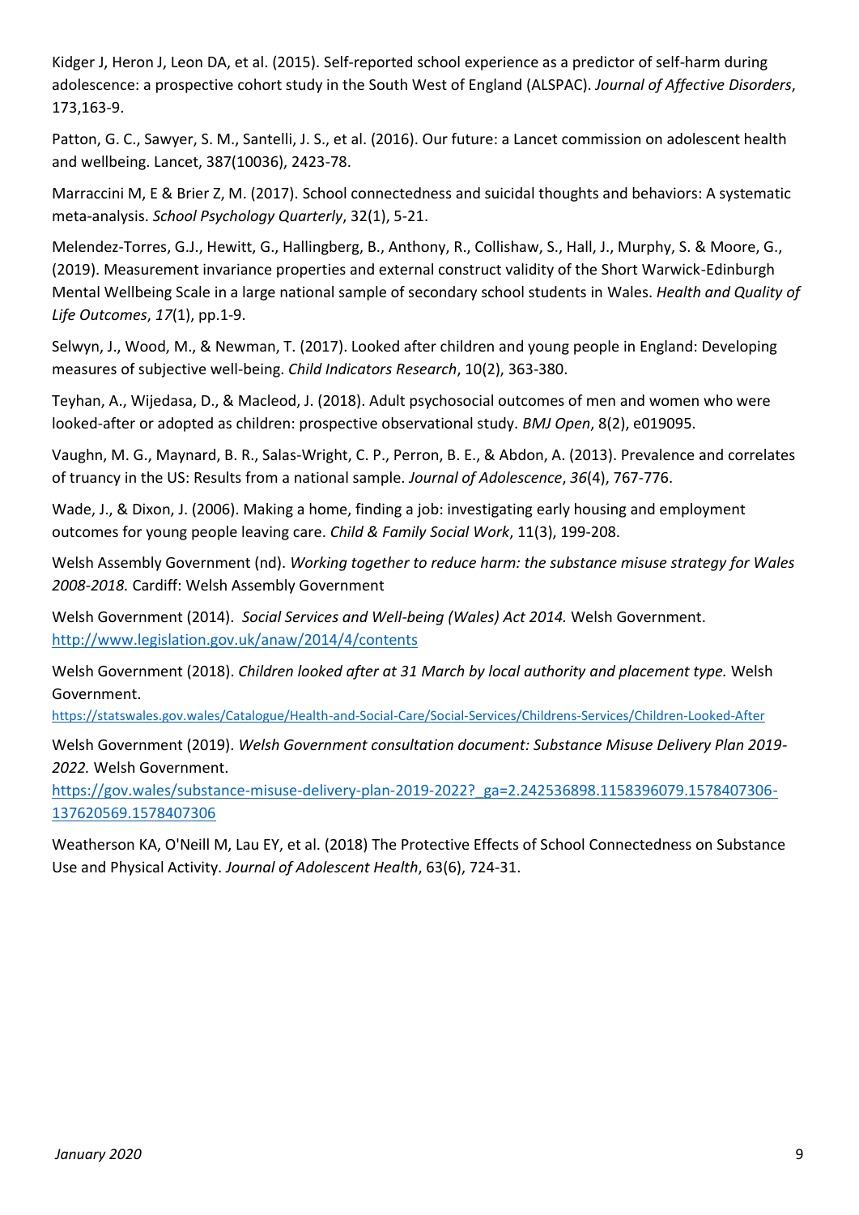Kidger J, Heron J, Leon DA, et al. (2015). Self-reported school experience as a predictor of self-harm during adolescence: a prospective cohort study in the South West of England (ALSPAC). *Journal of Affective Disorders*, 173,163-9.

Patton, G. C., Sawyer, S. M., Santelli, J. S., et al. (2016). Our future: a Lancet commission on adolescent health and wellbeing. Lancet, 387(10036), 2423-78.

Marraccini M, E & Brier Z, M. (2017). School connectedness and suicidal thoughts and behaviors: A systematic meta-analysis. *School Psychology Quarterly*, 32(1), 5-21.

Melendez-Torres, G.J., Hewitt, G., Hallingberg, B., Anthony, R., Collishaw, S., Hall, J., Murphy, S. & Moore, G., (2019). Measurement invariance properties and external construct validity of the Short Warwick-Edinburgh Mental Wellbeing Scale in a large national sample of secondary school students in Wales. *Health and Quality of Life Outcomes*, *17*(1), pp.1-9.

Selwyn, J., Wood, M., & Newman, T. (2017). Looked after children and young people in England: Developing measures of subjective well-being. *Child Indicators Research*, 10(2), 363-380.

Teyhan, A., Wijedasa, D., & Macleod, J. (2018). Adult psychosocial outcomes of men and women who were looked-after or adopted as children: prospective observational study. *BMJ Open*, 8(2), e019095.

Vaughn, M. G., Maynard, B. R., Salas-Wright, C. P., Perron, B. E., & Abdon, A. (2013). Prevalence and correlates of truancy in the US: Results from a national sample. *Journal of Adolescence*, *36*(4), 767-776.

Wade, J., & Dixon, J. (2006). Making a home, finding a job: investigating early housing and employment outcomes for young people leaving care. *Child & Family Social Work*, 11(3), 199-208.

Welsh Assembly Government (nd). *Working together to reduce harm: the substance misuse strategy for Wales 2008-2018.* Cardiff: Welsh Assembly Government

Welsh Government (2014). *Social Services and Well-being (Wales) Act 2014.* Welsh Government. http://www.legislation.gov.uk/anaw/2014/4/contents

Welsh Government (2018). *Children looked after at 31 March by local authority and placement type.* Welsh Government. https://statswales.gov.wales/Catalogue/Health-and-Social-Care/Social-Services/Childrens-Services/Children-Looked-After

Welsh Government (2019). *Welsh Government consultation document: Substance Misuse Delivery Plan 2019-2022.* Welsh Government. https://gov.wales/substance-misuse-delivery-plan-2019-2022?_ga=2.242536898.1158396079.1578407306-137620569.1578407306

Weatherson KA, O'Neill M, Lau EY, et al. (2018) The Protective Effects of School Connectedness on Substance Use and Physical Activity. *Journal of Adolescent Health*, 63(6), 724-31.